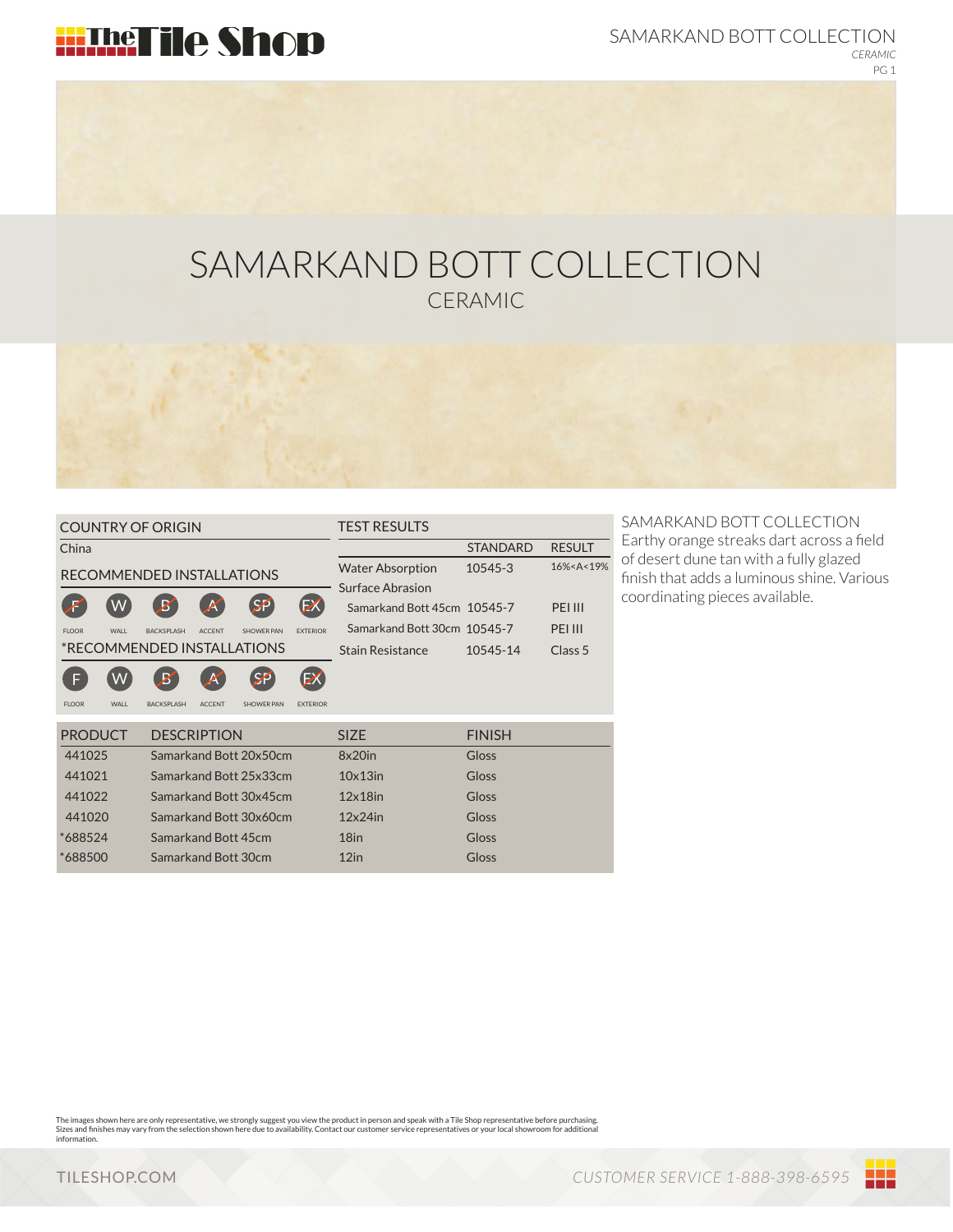# SAMARKAND BOTT COLLECTION

## CERAMIC

### COUNTRY OF ORIGIN

China

### RECOMMENDED INSTALLATIONS

F FLOOR (not recommended) | W WALL | B BACKSPLASH (not recommended) | A ACCENT (not recommended) | SP SHOWER PAN (not recommended) | EX EXTERIOR (not recommended)

### *RECOMMENDED INSTALLATIONS

F FLOOR | W WALL | B BACKSPLASH (not recommended) | A ACCENT (not recommended) | SP SHOWER PAN (not recommended) | EX EXTERIOR (not recommended)

### TEST RESULTS

| | STANDARD | RESULT |
|---|---|---|
| Water Absorption | 10545-3 | 16%<A<19% |
| Surface Abrasion | | |
| Samarkand Bott 45cm | 10545-7 | PEI III |
| Samarkand Bott 30cm | 10545-7 | PEI III |
| Stain Resistance | 10545-14 | Class 5 |

### SAMARKAND BOTT COLLECTION

Earthy orange streaks dart across a field of desert dune tan with a fully glazed finish that adds a luminous shine. Various coordinating pieces available.

| PRODUCT | DESCRIPTION | SIZE | FINISH |
|---|---|---|---|
| 441025 | Samarkand Bott 20x50cm | 8x20in | Gloss |
| 441021 | Samarkand Bott 25x33cm | 10x13in | Gloss |
| 441022 | Samarkand Bott 30x45cm | 12x18in | Gloss |
| 441020 | Samarkand Bott 30x60cm | 12x24in | Gloss |
| *688524 | Samarkand Bott 45cm | 18in | Gloss |
| *688500 | Samarkand Bott 30cm | 12in | Gloss |

The images shown here are only representative, we strongly suggest you view the product in person and speak with a Tile Shop representative before purchasing. Sizes and finishes may vary from the selection shown here due to availability. Contact our customer service representatives or your local showroom for additional information.

TILESHOP.COM

CUSTOMER SERVICE 1-888-398-6595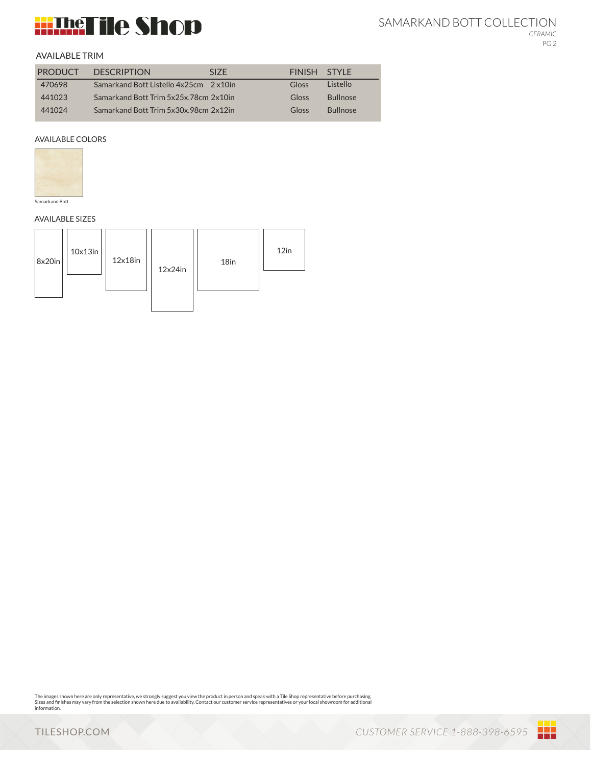## AVAILABLE TRIM

| PRODUCT | DESCRIPTION | SIZE | FINISH | STYLE |
|---|---|---|---|---|
| 470698 | Samarkand Bott Listello 4x25cm | 2x10in | Gloss | Listello |
| 441023 | Samarkand Bott Trim 5x25x.78cm | 2x10in | Gloss | Bullnose |
| 441024 | Samarkand Bott Trim 5x30x.98cm | 2x12in | Gloss | Bullnose |

## AVAILABLE COLORS

Samarkand Bott

## AVAILABLE SIZES

8x20in

10x13in

12x18in

12x24in

18in

12in

The images shown here are only representative, we strongly suggest you view the product in person and speak with a Tile Shop representative before purchasing. Sizes and finishes may vary from the selection shown here due to availability. Contact our customer service representatives or your local showroom for additional information.

TILESHOP.COM

CUSTOMER SERVICE 1-888-398-6595